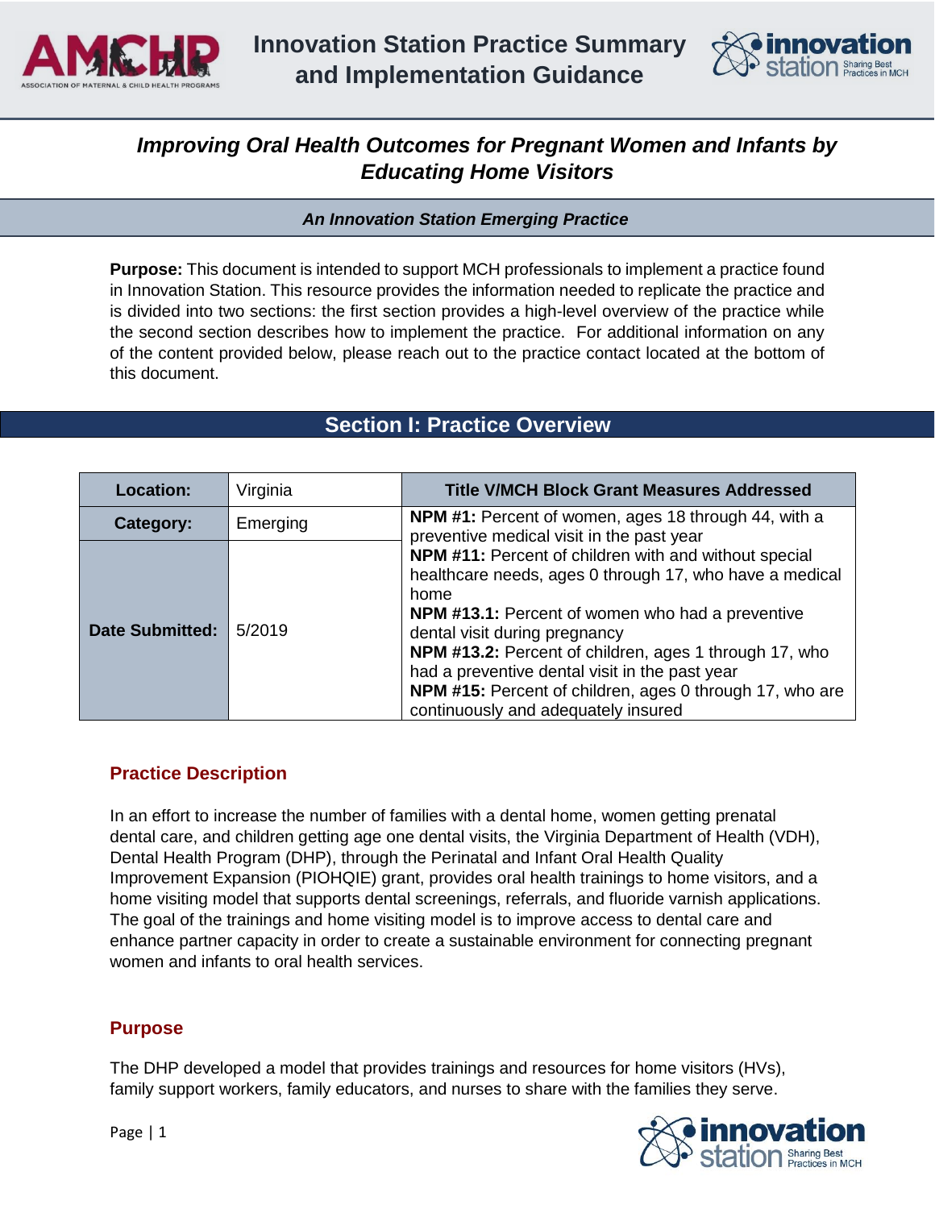# Innovation Station Practice Summary and Implementation Guidance

## *Improving Oral Health Outcomes for Pregnant Women and Infants by Educating Home Visitors*

***An Innovation Station Emerging Practice***

**Purpose:** This document is intended to support MCH professionals to implement a practice found in Innovation Station. This resource provides the information needed to replicate the practice and is divided into two sections: the first section provides a high-level overview of the practice while the second section describes how to implement the practice. For additional information on any of the content provided below, please reach out to the practice contact located at the bottom of this document.

## Section I: Practice Overview

| **Location:** | Virginia | **Title V/MCH Block Grant Measures Addressed** |
|---|---|---|
| **Category:** | Emerging | **NPM #1:** Percent of women, ages 18 through 44, with a preventive medical visit in the past year |
| **Date Submitted:** | 5/2019 | **NPM #11:** Percent of children with and without special healthcare needs, ages 0 through 17, who have a medical home<br>**NPM #13.1:** Percent of women who had a preventive dental visit during pregnancy<br>**NPM #13.2:** Percent of children, ages 1 through 17, who had a preventive dental visit in the past year<br>**NPM #15:** Percent of children, ages 0 through 17, who are continuously and adequately insured |

### Practice Description

In an effort to increase the number of families with a dental home, women getting prenatal dental care, and children getting age one dental visits, the Virginia Department of Health (VDH), Dental Health Program (DHP), through the Perinatal and Infant Oral Health Quality Improvement Expansion (PIOHQIE) grant, provides oral health trainings to home visitors, and a home visiting model that supports dental screenings, referrals, and fluoride varnish applications. The goal of the trainings and home visiting model is to improve access to dental care and enhance partner capacity in order to create a sustainable environment for connecting pregnant women and infants to oral health services.

### Purpose

The DHP developed a model that provides trainings and resources for home visitors (HVs), family support workers, family educators, and nurses to share with the families they serve.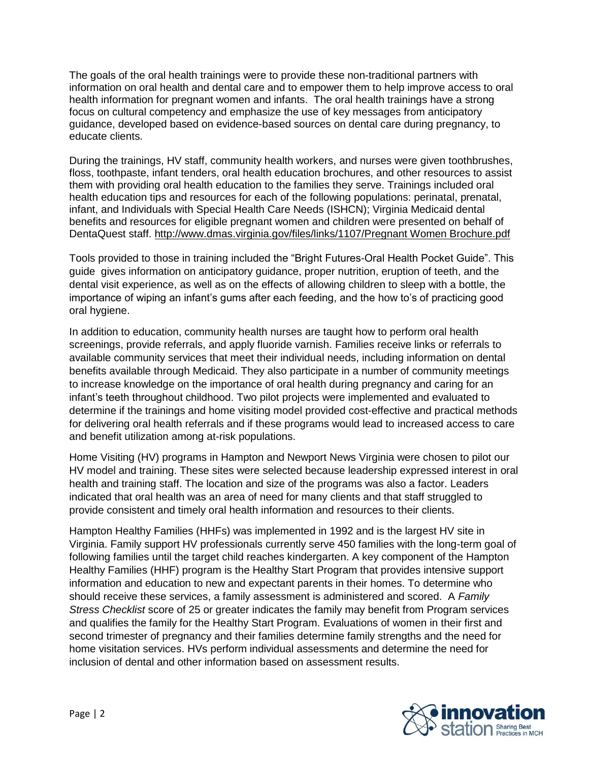The goals of the oral health trainings were to provide these non-traditional partners with information on oral health and dental care and to empower them to help improve access to oral health information for pregnant women and infants. The oral health trainings have a strong focus on cultural competency and emphasize the use of key messages from anticipatory guidance, developed based on evidence-based sources on dental care during pregnancy, to educate clients.

During the trainings, HV staff, community health workers, and nurses were given toothbrushes, floss, toothpaste, infant tenders, oral health education brochures, and other resources to assist them with providing oral health education to the families they serve. Trainings included oral health education tips and resources for each of the following populations: perinatal, prenatal, infant, and Individuals with Special Health Care Needs (ISHCN); Virginia Medicaid dental benefits and resources for eligible pregnant women and children were presented on behalf of DentaQuest staff. http://www.dmas.virginia.gov/files/links/1107/Pregnant Women Brochure.pdf

Tools provided to those in training included the "Bright Futures-Oral Health Pocket Guide". This guide gives information on anticipatory guidance, proper nutrition, eruption of teeth, and the dental visit experience, as well as on the effects of allowing children to sleep with a bottle, the importance of wiping an infant's gums after each feeding, and the how to's of practicing good oral hygiene.

In addition to education, community health nurses are taught how to perform oral health screenings, provide referrals, and apply fluoride varnish. Families receive links or referrals to available community services that meet their individual needs, including information on dental benefits available through Medicaid. They also participate in a number of community meetings to increase knowledge on the importance of oral health during pregnancy and caring for an infant's teeth throughout childhood. Two pilot projects were implemented and evaluated to determine if the trainings and home visiting model provided cost-effective and practical methods for delivering oral health referrals and if these programs would lead to increased access to care and benefit utilization among at-risk populations.

Home Visiting (HV) programs in Hampton and Newport News Virginia were chosen to pilot our HV model and training. These sites were selected because leadership expressed interest in oral health and training staff. The location and size of the programs was also a factor. Leaders indicated that oral health was an area of need for many clients and that staff struggled to provide consistent and timely oral health information and resources to their clients.

Hampton Healthy Families (HHFs) was implemented in 1992 and is the largest HV site in Virginia. Family support HV professionals currently serve 450 families with the long-term goal of following families until the target child reaches kindergarten. A key component of the Hampton Healthy Families (HHF) program is the Healthy Start Program that provides intensive support information and education to new and expectant parents in their homes. To determine who should receive these services, a family assessment is administered and scored. A *Family Stress Checklist* score of 25 or greater indicates the family may benefit from Program services and qualifies the family for the Healthy Start Program. Evaluations of women in their first and second trimester of pregnancy and their families determine family strengths and the need for home visitation services. HVs perform individual assessments and determine the need for inclusion of dental and other information based on assessment results.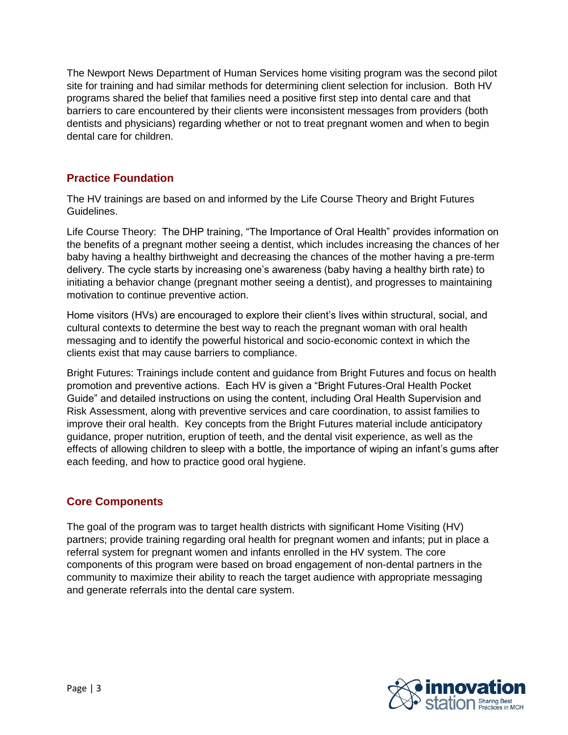The Newport News Department of Human Services home visiting program was the second pilot site for training and had similar methods for determining client selection for inclusion. Both HV programs shared the belief that families need a positive first step into dental care and that barriers to care encountered by their clients were inconsistent messages from providers (both dentists and physicians) regarding whether or not to treat pregnant women and when to begin dental care for children.

## Practice Foundation

The HV trainings are based on and informed by the Life Course Theory and Bright Futures Guidelines.

Life Course Theory: The DHP training, "The Importance of Oral Health" provides information on the benefits of a pregnant mother seeing a dentist, which includes increasing the chances of her baby having a healthy birthweight and decreasing the chances of the mother having a pre-term delivery. The cycle starts by increasing one's awareness (baby having a healthy birth rate) to initiating a behavior change (pregnant mother seeing a dentist), and progresses to maintaining motivation to continue preventive action.

Home visitors (HVs) are encouraged to explore their client's lives within structural, social, and cultural contexts to determine the best way to reach the pregnant woman with oral health messaging and to identify the powerful historical and socio-economic context in which the clients exist that may cause barriers to compliance.

Bright Futures: Trainings include content and guidance from Bright Futures and focus on health promotion and preventive actions. Each HV is given a "Bright Futures-Oral Health Pocket Guide" and detailed instructions on using the content, including Oral Health Supervision and Risk Assessment, along with preventive services and care coordination, to assist families to improve their oral health. Key concepts from the Bright Futures material include anticipatory guidance, proper nutrition, eruption of teeth, and the dental visit experience, as well as the effects of allowing children to sleep with a bottle, the importance of wiping an infant's gums after each feeding, and how to practice good oral hygiene.

## Core Components

The goal of the program was to target health districts with significant Home Visiting (HV) partners; provide training regarding oral health for pregnant women and infants; put in place a referral system for pregnant women and infants enrolled in the HV system. The core components of this program were based on broad engagement of non-dental partners in the community to maximize their ability to reach the target audience with appropriate messaging and generate referrals into the dental care system.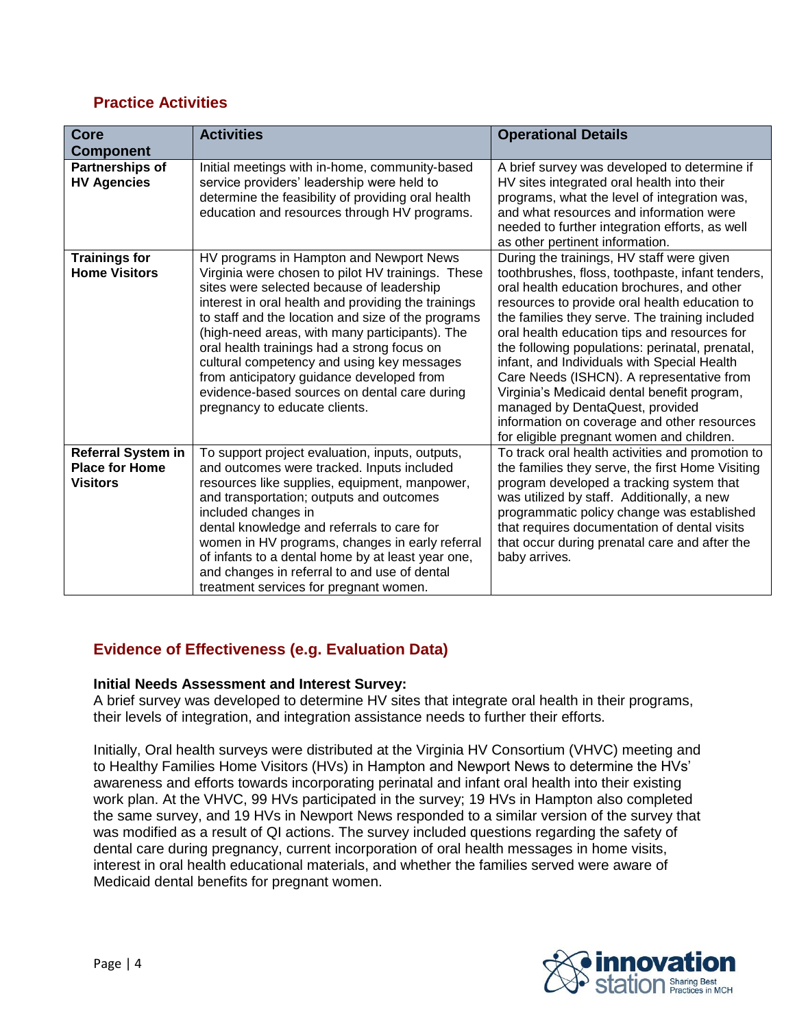## Practice Activities

| Core Component | Activities | Operational Details |
| --- | --- | --- |
| **Partnerships of HV Agencies** | Initial meetings with in-home, community-based service providers' leadership were held to determine the feasibility of providing oral health education and resources through HV programs. | A brief survey was developed to determine if HV sites integrated oral health into their programs, what the level of integration was, and what resources and information were needed to further integration efforts, as well as other pertinent information. |
| **Trainings for Home Visitors** | HV programs in Hampton and Newport News Virginia were chosen to pilot HV trainings. These sites were selected because of leadership interest in oral health and providing the trainings to staff and the location and size of the programs (high-need areas, with many participants). The oral health trainings had a strong focus on cultural competency and using key messages from anticipatory guidance developed from evidence-based sources on dental care during pregnancy to educate clients. | During the trainings, HV staff were given toothbrushes, floss, toothpaste, infant tenders, oral health education brochures, and other resources to provide oral health education to the families they serve. The training included oral health education tips and resources for the following populations: perinatal, prenatal, infant, and Individuals with Special Health Care Needs (ISHCN). A representative from Virginia's Medicaid dental benefit program, managed by DentaQuest, provided information on coverage and other resources for eligible pregnant women and children. |
| **Referral System in Place for Home Visitors** | To support project evaluation, inputs, outputs, and outcomes were tracked. Inputs included resources like supplies, equipment, manpower, and transportation; outputs and outcomes included changes in dental knowledge and referrals to care for women in HV programs, changes in early referral of infants to a dental home by at least year one, and changes in referral to and use of dental treatment services for pregnant women. | To track oral health activities and promotion to the families they serve, the first Home Visiting program developed a tracking system that was utilized by staff. Additionally, a new programmatic policy change was established that requires documentation of dental visits that occur during prenatal care and after the baby arrives. |

## Evidence of Effectiveness (e.g. Evaluation Data)

**Initial Needs Assessment and Interest Survey:**
A brief survey was developed to determine HV sites that integrate oral health in their programs, their levels of integration, and integration assistance needs to further their efforts.

Initially, Oral health surveys were distributed at the Virginia HV Consortium (VHVC) meeting and to Healthy Families Home Visitors (HVs) in Hampton and Newport News to determine the HVs' awareness and efforts towards incorporating perinatal and infant oral health into their existing work plan. At the VHVC, 99 HVs participated in the survey; 19 HVs in Hampton also completed the same survey, and 19 HVs in Newport News responded to a similar version of the survey that was modified as a result of QI actions. The survey included questions regarding the safety of dental care during pregnancy, current incorporation of oral health messages in home visits, interest in oral health educational materials, and whether the families served were aware of Medicaid dental benefits for pregnant women.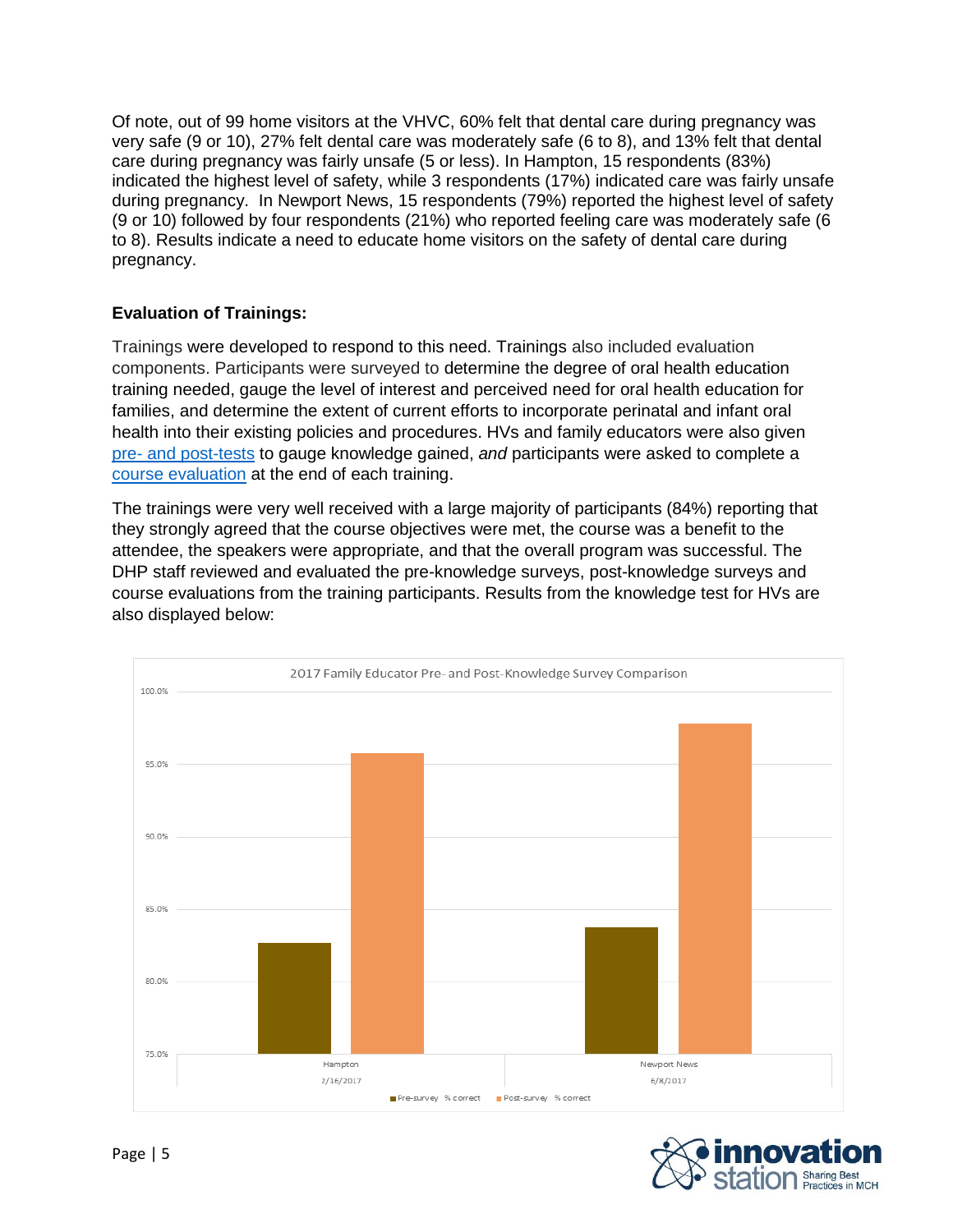Of note, out of 99 home visitors at the VHVC, 60% felt that dental care during pregnancy was very safe (9 or 10), 27% felt dental care was moderately safe (6 to 8), and 13% felt that dental care during pregnancy was fairly unsafe (5 or less). In Hampton, 15 respondents (83%) indicated the highest level of safety, while 3 respondents (17%) indicated care was fairly unsafe during pregnancy. In Newport News, 15 respondents (79%) reported the highest level of safety (9 or 10) followed by four respondents (21%) who reported feeling care was moderately safe (6 to 8). Results indicate a need to educate home visitors on the safety of dental care during pregnancy.

### Evaluation of Trainings:

Trainings were developed to respond to this need. Trainings also included evaluation components. Participants were surveyed to determine the degree of oral health education training needed, gauge the level of interest and perceived need for oral health education for families, and determine the extent of current efforts to incorporate perinatal and infant oral health into their existing policies and procedures. HVs and family educators were also given pre- and post-tests to gauge knowledge gained, *and* participants were asked to complete a course evaluation at the end of each training.

The trainings were very well received with a large majority of participants (84%) reporting that they strongly agreed that the course objectives were met, the course was a benefit to the attendee, the speakers were appropriate, and that the overall program was successful. The DHP staff reviewed and evaluated the pre-knowledge surveys, post-knowledge surveys and course evaluations from the training participants. Results from the knowledge test for HVs are also displayed below:

2017 Family Educator Pre- and Post-Knowledge Survey Comparison

Hampton 2/16/2017 — Newport News 6/8/2017

Pre-survey % correct / Post-survey % correct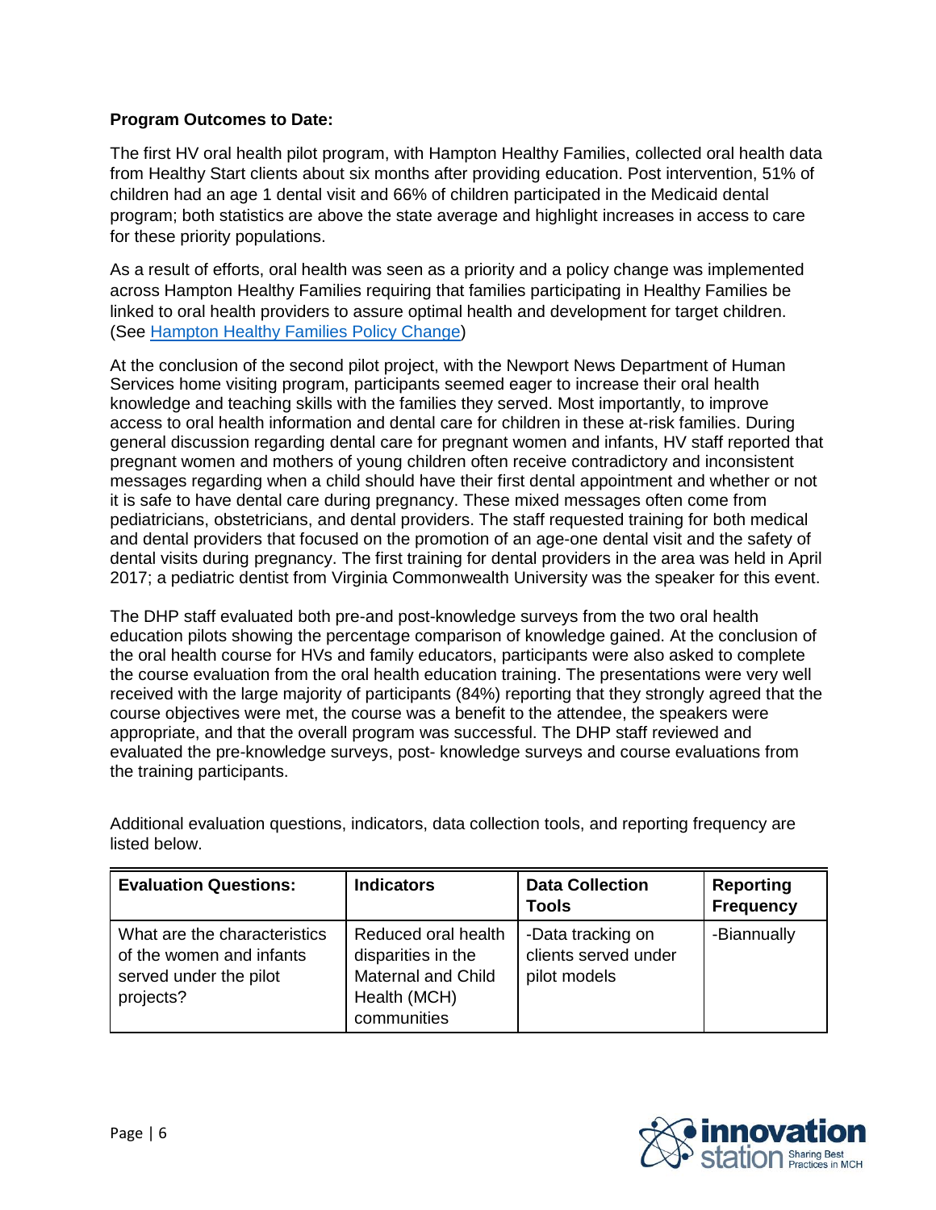**Program Outcomes to Date:**

The first HV oral health pilot program, with Hampton Healthy Families, collected oral health data from Healthy Start clients about six months after providing education. Post intervention, 51% of children had an age 1 dental visit and 66% of children participated in the Medicaid dental program; both statistics are above the state average and highlight increases in access to care for these priority populations.

As a result of efforts, oral health was seen as a priority and a policy change was implemented across Hampton Healthy Families requiring that families participating in Healthy Families be linked to oral health providers to assure optimal health and development for target children. (See [Hampton Healthy Families Policy Change](Hampton Healthy Families Policy Change))

At the conclusion of the second pilot project, with the Newport News Department of Human Services home visiting program, participants seemed eager to increase their oral health knowledge and teaching skills with the families they served. Most importantly, to improve access to oral health information and dental care for children in these at-risk families. During general discussion regarding dental care for pregnant women and infants, HV staff reported that pregnant women and mothers of young children often receive contradictory and inconsistent messages regarding when a child should have their first dental appointment and whether or not it is safe to have dental care during pregnancy. These mixed messages often come from pediatricians, obstetricians, and dental providers. The staff requested training for both medical and dental providers that focused on the promotion of an age-one dental visit and the safety of dental visits during pregnancy. The first training for dental providers in the area was held in April 2017; a pediatric dentist from Virginia Commonwealth University was the speaker for this event.

The DHP staff evaluated both pre-and post-knowledge surveys from the two oral health education pilots showing the percentage comparison of knowledge gained. At the conclusion of the oral health course for HVs and family educators, participants were also asked to complete the course evaluation from the oral health education training. The presentations were very well received with the large majority of participants (84%) reporting that they strongly agreed that the course objectives were met, the course was a benefit to the attendee, the speakers were appropriate, and that the overall program was successful. The DHP staff reviewed and evaluated the pre-knowledge surveys, post- knowledge surveys and course evaluations from the training participants.

Additional evaluation questions, indicators, data collection tools, and reporting frequency are listed below.

| Evaluation Questions: | Indicators | Data Collection Tools | Reporting Frequency |
|---|---|---|---|
| What are the characteristics of the women and infants served under the pilot projects? | Reduced oral health disparities in the Maternal and Child Health (MCH) communities | -Data tracking on clients served under pilot models | -Biannually |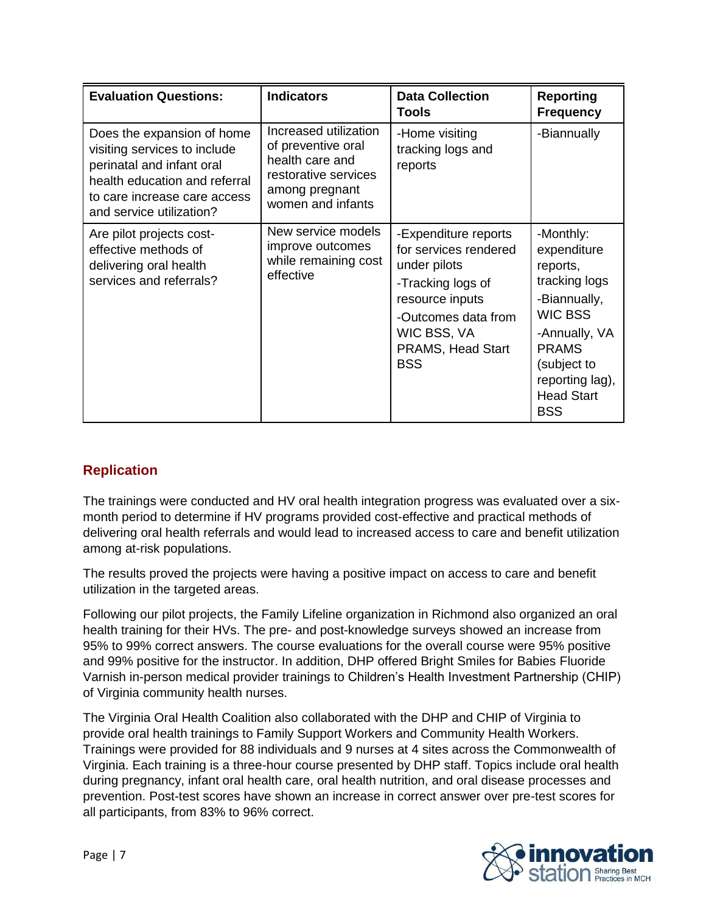| Evaluation Questions: | Indicators | Data Collection Tools | Reporting Frequency |
|---|---|---|---|
| Does the expansion of home visiting services to include perinatal and infant oral health education and referral to care increase care access and service utilization? | Increased utilization of preventive oral health care and restorative services among pregnant women and infants | -Home visiting tracking logs and reports | -Biannually |
| Are pilot projects cost-effective methods of delivering oral health services and referrals? | New service models improve outcomes while remaining cost effective | -Expenditure reports for services rendered under pilots<br>-Tracking logs of resource inputs<br>-Outcomes data from WIC BSS, VA PRAMS, Head Start BSS | -Monthly: expenditure reports, tracking logs<br>-Biannually, WIC BSS<br>-Annually, VA PRAMS (subject to reporting lag), Head Start BSS |

## Replication

The trainings were conducted and HV oral health integration progress was evaluated over a six-month period to determine if HV programs provided cost-effective and practical methods of delivering oral health referrals and would lead to increased access to care and benefit utilization among at-risk populations.

The results proved the projects were having a positive impact on access to care and benefit utilization in the targeted areas.

Following our pilot projects, the Family Lifeline organization in Richmond also organized an oral health training for their HVs. The pre- and post-knowledge surveys showed an increase from 95% to 99% correct answers. The course evaluations for the overall course were 95% positive and 99% positive for the instructor. In addition, DHP offered Bright Smiles for Babies Fluoride Varnish in-person medical provider trainings to Children's Health Investment Partnership (CHIP) of Virginia community health nurses.

The Virginia Oral Health Coalition also collaborated with the DHP and CHIP of Virginia to provide oral health trainings to Family Support Workers and Community Health Workers. Trainings were provided for 88 individuals and 9 nurses at 4 sites across the Commonwealth of Virginia. Each training is a three-hour course presented by DHP staff. Topics include oral health during pregnancy, infant oral health care, oral health nutrition, and oral disease processes and prevention. Post-test scores have shown an increase in correct answer over pre-test scores for all participants, from 83% to 96% correct.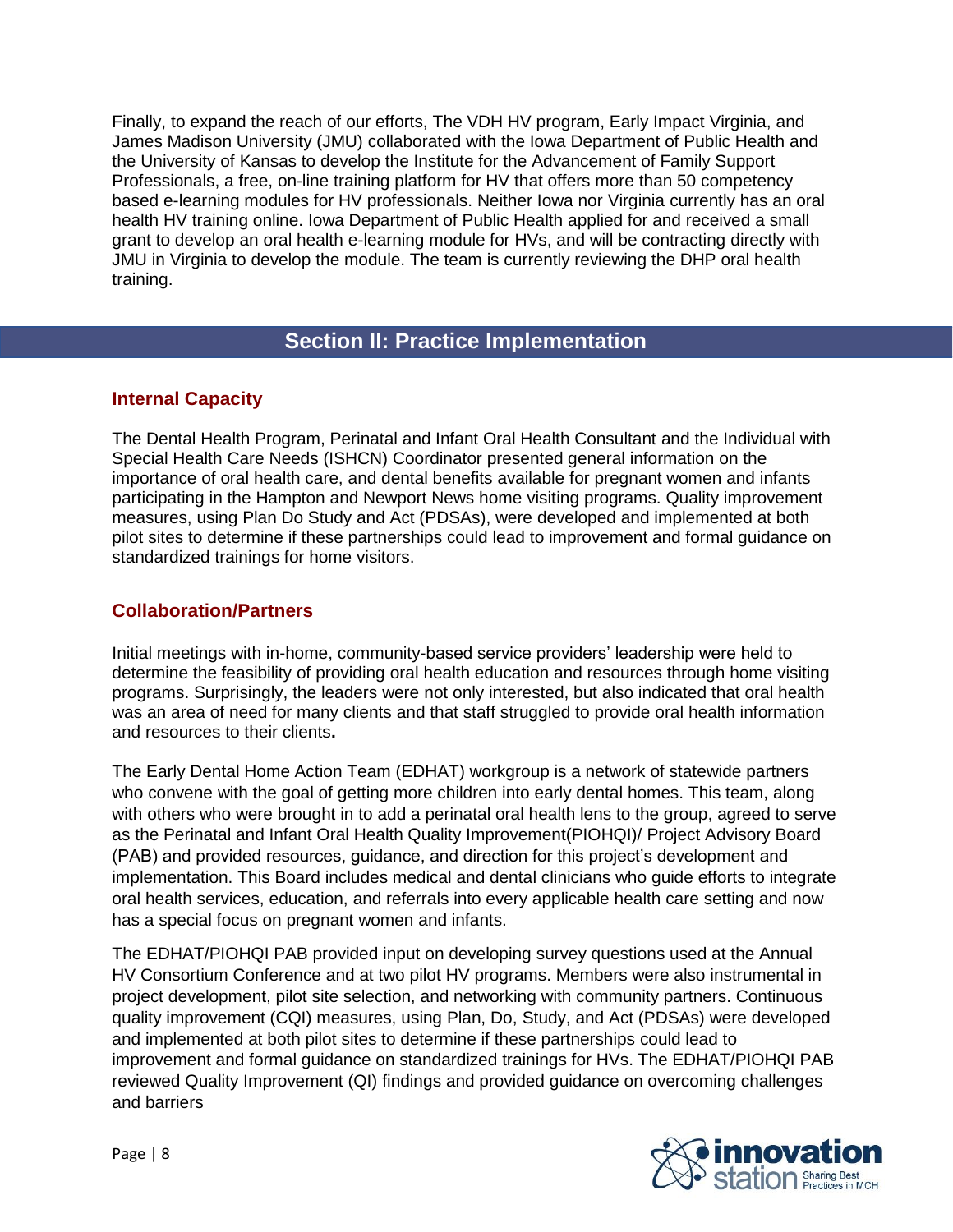Finally, to expand the reach of our efforts, The VDH HV program, Early Impact Virginia, and James Madison University (JMU) collaborated with the Iowa Department of Public Health and the University of Kansas to develop the Institute for the Advancement of Family Support Professionals, a free, on-line training platform for HV that offers more than 50 competency based e-learning modules for HV professionals. Neither Iowa nor Virginia currently has an oral health HV training online. Iowa Department of Public Health applied for and received a small grant to develop an oral health e-learning module for HVs, and will be contracting directly with JMU in Virginia to develop the module. The team is currently reviewing the DHP oral health training.

## Section II: Practice Implementation

### Internal Capacity

The Dental Health Program, Perinatal and Infant Oral Health Consultant and the Individual with Special Health Care Needs (ISHCN) Coordinator presented general information on the importance of oral health care, and dental benefits available for pregnant women and infants participating in the Hampton and Newport News home visiting programs. Quality improvement measures, using Plan Do Study and Act (PDSAs), were developed and implemented at both pilot sites to determine if these partnerships could lead to improvement and formal guidance on standardized trainings for home visitors.

### Collaboration/Partners

Initial meetings with in-home, community-based service providers' leadership were held to determine the feasibility of providing oral health education and resources through home visiting programs. Surprisingly, the leaders were not only interested, but also indicated that oral health was an area of need for many clients and that staff struggled to provide oral health information and resources to their clients**.**

The Early Dental Home Action Team (EDHAT) workgroup is a network of statewide partners who convene with the goal of getting more children into early dental homes. This team, along with others who were brought in to add a perinatal oral health lens to the group, agreed to serve as the Perinatal and Infant Oral Health Quality Improvement(PIOHQI)/ Project Advisory Board (PAB) and provided resources, guidance, and direction for this project's development and implementation. This Board includes medical and dental clinicians who guide efforts to integrate oral health services, education, and referrals into every applicable health care setting and now has a special focus on pregnant women and infants.

The EDHAT/PIOHQI PAB provided input on developing survey questions used at the Annual HV Consortium Conference and at two pilot HV programs. Members were also instrumental in project development, pilot site selection, and networking with community partners. Continuous quality improvement (CQI) measures, using Plan, Do, Study, and Act (PDSAs) were developed and implemented at both pilot sites to determine if these partnerships could lead to improvement and formal guidance on standardized trainings for HVs. The EDHAT/PIOHQI PAB reviewed Quality Improvement (QI) findings and provided guidance on overcoming challenges and barriers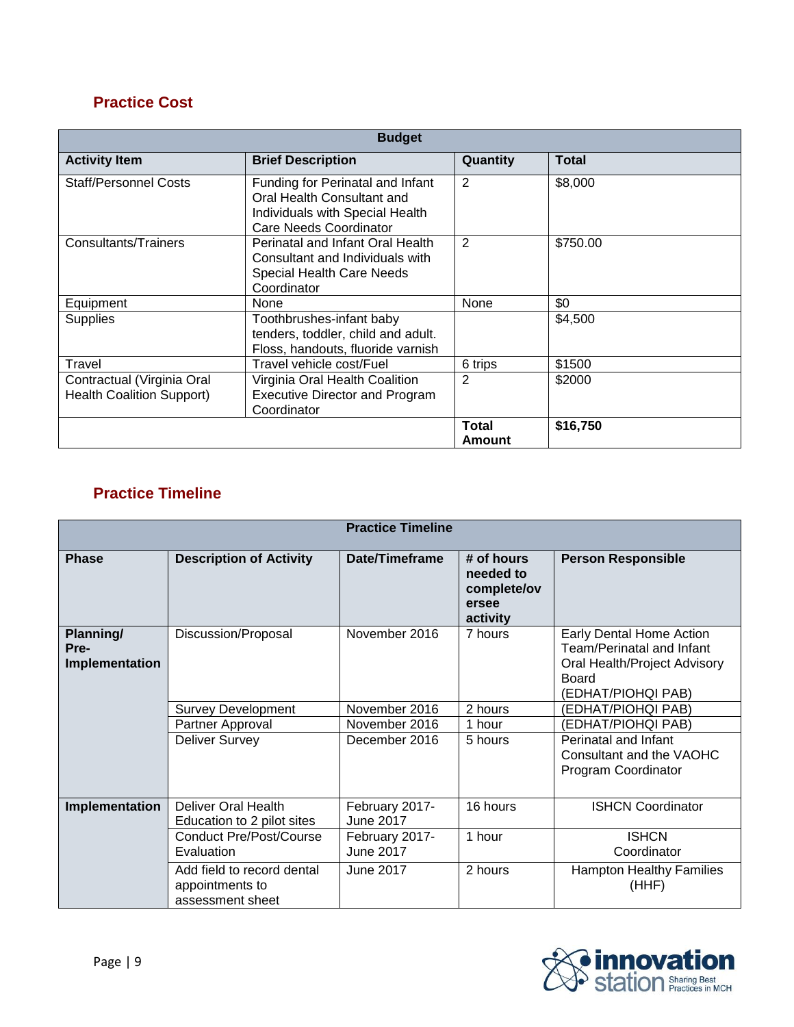## Practice Cost

| Budget | | | |
|---|---|---|---|
| **Activity Item** | **Brief Description** | **Quantity** | **Total** |
| Staff/Personnel Costs | Funding for Perinatal and Infant Oral Health Consultant and Individuals with Special Health Care Needs Coordinator | 2 | $8,000 |
| Consultants/Trainers | Perinatal and Infant Oral Health Consultant and Individuals with Special Health Care Needs Coordinator | 2 | $750.00 |
| Equipment | None | None | $0 |
| Supplies | Toothbrushes-infant baby tenders, toddler, child and adult. Floss, handouts, fluoride varnish | | $4,500 |
| Travel | Travel vehicle cost/Fuel | 6 trips | $1500 |
| Contractual (Virginia Oral Health Coalition Support) | Virginia Oral Health Coalition Executive Director and Program Coordinator | 2 | $2000 |
| | | **Total Amount** | **$16,750** |

## Practice Timeline

| Practice Timeline | | | | |
|---|---|---|---|---|
| **Phase** | **Description of Activity** | **Date/Timeframe** | **# of hours needed to complete/oversee activity** | **Person Responsible** |
| **Planning/ Pre-Implementation** | Discussion/Proposal | November 2016 | 7 hours | Early Dental Home Action Team/Perinatal and Infant Oral Health/Project Advisory Board (EDHAT/PIOHQI PAB) |
| | Survey Development | November 2016 | 2 hours | (EDHAT/PIOHQI PAB) |
| | Partner Approval | November 2016 | 1 hour | (EDHAT/PIOHQI PAB) |
| | Deliver Survey | December 2016 | 5 hours | Perinatal and Infant Consultant and the VAOHC Program Coordinator |
| **Implementation** | Deliver Oral Health Education to 2 pilot sites | February 2017-June 2017 | 16 hours | ISHCN Coordinator |
| | Conduct Pre/Post/Course Evaluation | February 2017-June 2017 | 1 hour | ISHCN Coordinator |
| | Add field to record dental appointments to assessment sheet | June 2017 | 2 hours | Hampton Healthy Families (HHF) |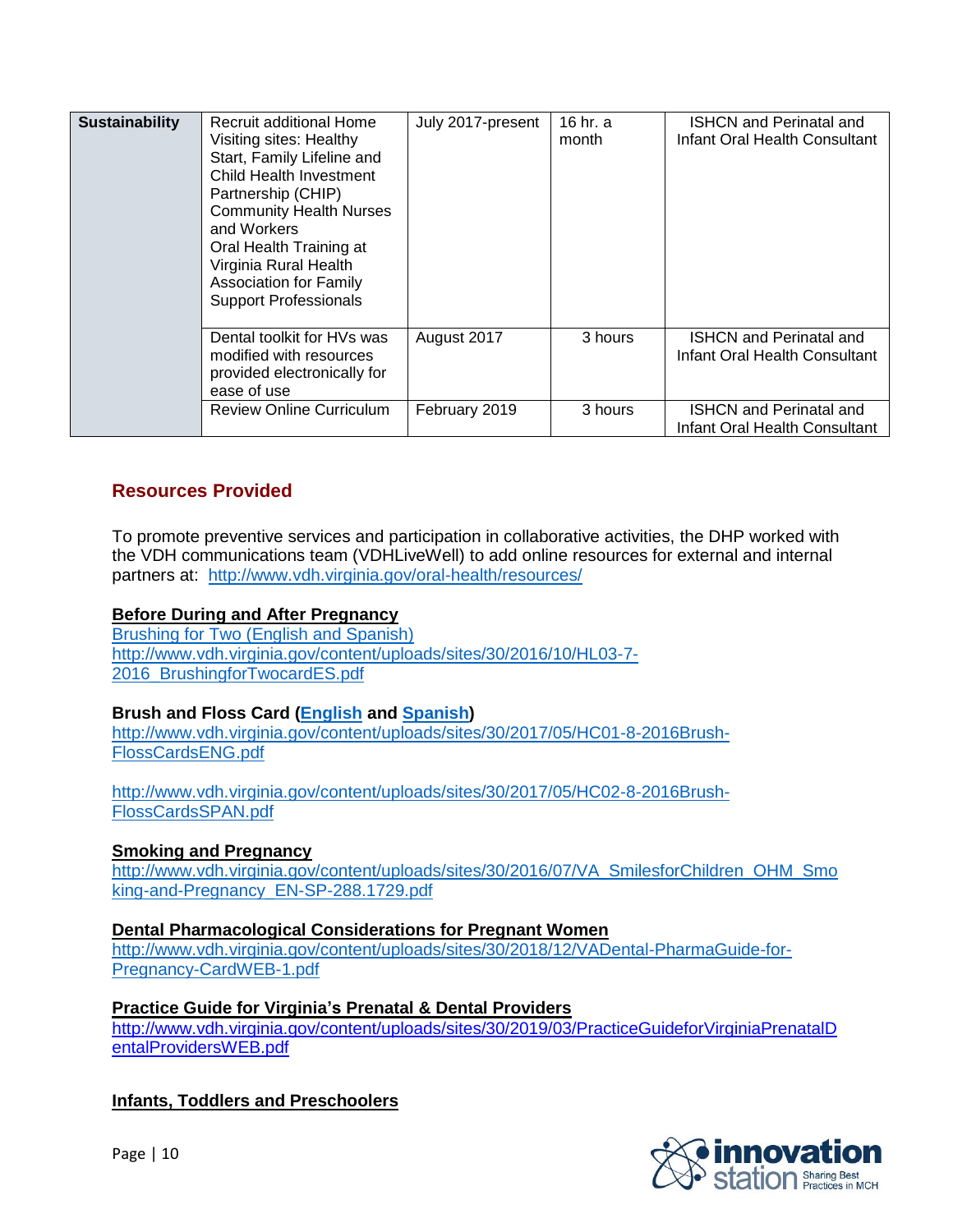| Sustainability | Recruit additional Home Visiting sites: Healthy Start, Family Lifeline and Child Health Investment Partnership (CHIP) Community Health Nurses and Workers<br>Oral Health Training at Virginia Rural Health Association for Family Support Professionals | July 2017-present | 16 hr. a month | ISHCN and Perinatal and Infant Oral Health Consultant |
|---|---|---|---|---|
| | Dental toolkit for HVs was modified with resources provided electronically for ease of use | August 2017 | 3 hours | ISHCN and Perinatal and Infant Oral Health Consultant |
| | Review Online Curriculum | February 2019 | 3 hours | ISHCN and Perinatal and Infant Oral Health Consultant |

## Resources Provided

To promote preventive services and participation in collaborative activities, the DHP worked with the VDH communications team (VDHLiveWell) to add online resources for external and internal partners at: http://www.vdh.virginia.gov/oral-health/resources/

**Before During and After Pregnancy**

Brushing for Two (English and Spanish)
http://www.vdh.virginia.gov/content/uploads/sites/30/2016/10/HL03-7-2016_BrushingforTwocardES.pdf

**Brush and Floss Card (English and Spanish)**

http://www.vdh.virginia.gov/content/uploads/sites/30/2017/05/HC01-8-2016Brush-FlossCardsENG.pdf

http://www.vdh.virginia.gov/content/uploads/sites/30/2017/05/HC02-8-2016Brush-FlossCardsSPAN.pdf

**Smoking and Pregnancy**

http://www.vdh.virginia.gov/content/uploads/sites/30/2016/07/VA_SmilesforChildren_OHM_Smoking-and-Pregnancy_EN-SP-288.1729.pdf

**Dental Pharmacological Considerations for Pregnant Women**

http://www.vdh.virginia.gov/content/uploads/sites/30/2018/12/VADental-PharmaGuide-for-Pregnancy-CardWEB-1.pdf

**Practice Guide for Virginia's Prenatal & Dental Providers**

http://www.vdh.virginia.gov/content/uploads/sites/30/2019/03/PracticeGuideforVirginiaPrenatalDentalProvidersWEB.pdf

**Infants, Toddlers and Preschoolers**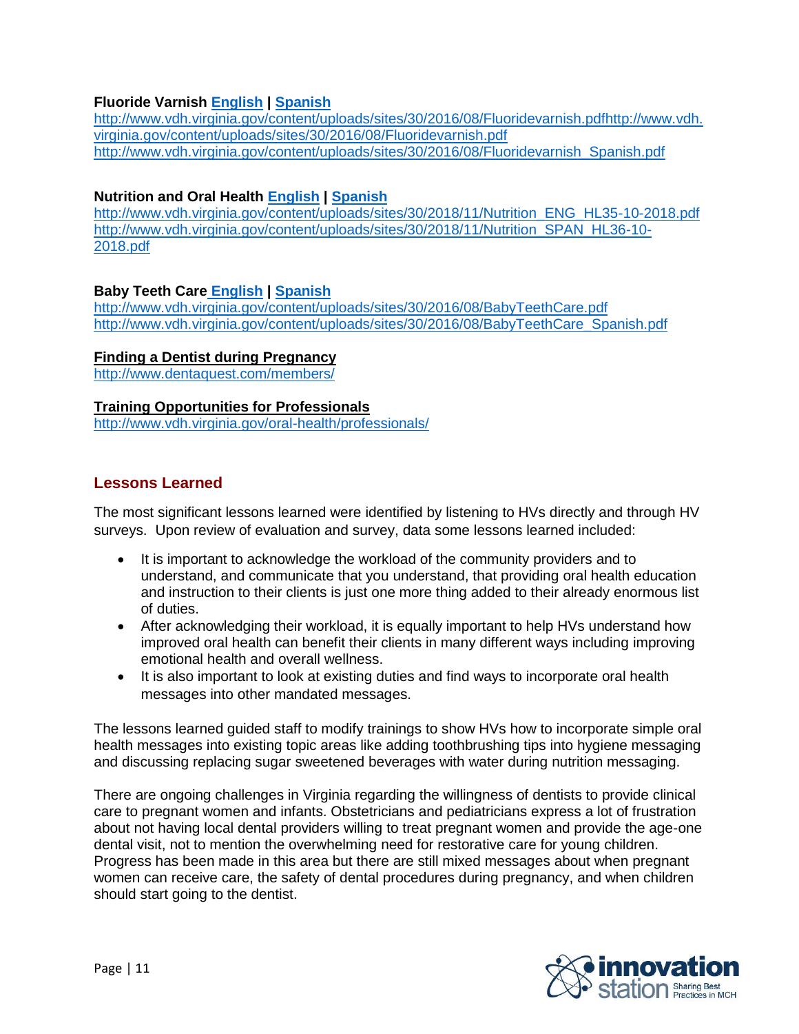**Fluoride Varnish English | Spanish**

http://www.vdh.virginia.gov/content/uploads/sites/30/2016/08/Fluoridevarnish.pdfhttp://www.vdh.virginia.gov/content/uploads/sites/30/2016/08/Fluoridevarnish.pdf
http://www.vdh.virginia.gov/content/uploads/sites/30/2016/08/Fluoridevarnish_Spanish.pdf

**Nutrition and Oral Health English | Spanish**

http://www.vdh.virginia.gov/content/uploads/sites/30/2018/11/Nutrition_ENG_HL35-10-2018.pdf
http://www.vdh.virginia.gov/content/uploads/sites/30/2018/11/Nutrition_SPAN_HL36-10-2018.pdf

**Baby Teeth Care English | Spanish**

http://www.vdh.virginia.gov/content/uploads/sites/30/2016/08/BabyTeethCare.pdf
http://www.vdh.virginia.gov/content/uploads/sites/30/2016/08/BabyTeethCare_Spanish.pdf

**Finding a Dentist during Pregnancy**

http://www.dentaquest.com/members/

**Training Opportunities for Professionals**

http://www.vdh.virginia.gov/oral-health/professionals/

## Lessons Learned

The most significant lessons learned were identified by listening to HVs directly and through HV surveys. Upon review of evaluation and survey, data some lessons learned included:

- It is important to acknowledge the workload of the community providers and to understand, and communicate that you understand, that providing oral health education and instruction to their clients is just one more thing added to their already enormous list of duties.
- After acknowledging their workload, it is equally important to help HVs understand how improved oral health can benefit their clients in many different ways including improving emotional health and overall wellness.
- It is also important to look at existing duties and find ways to incorporate oral health messages into other mandated messages.

The lessons learned guided staff to modify trainings to show HVs how to incorporate simple oral health messages into existing topic areas like adding toothbrushing tips into hygiene messaging and discussing replacing sugar sweetened beverages with water during nutrition messaging.

There are ongoing challenges in Virginia regarding the willingness of dentists to provide clinical care to pregnant women and infants. Obstetricians and pediatricians express a lot of frustration about not having local dental providers willing to treat pregnant women and provide the age-one dental visit, not to mention the overwhelming need for restorative care for young children. Progress has been made in this area but there are still mixed messages about when pregnant women can receive care, the safety of dental procedures during pregnancy, and when children should start going to the dentist.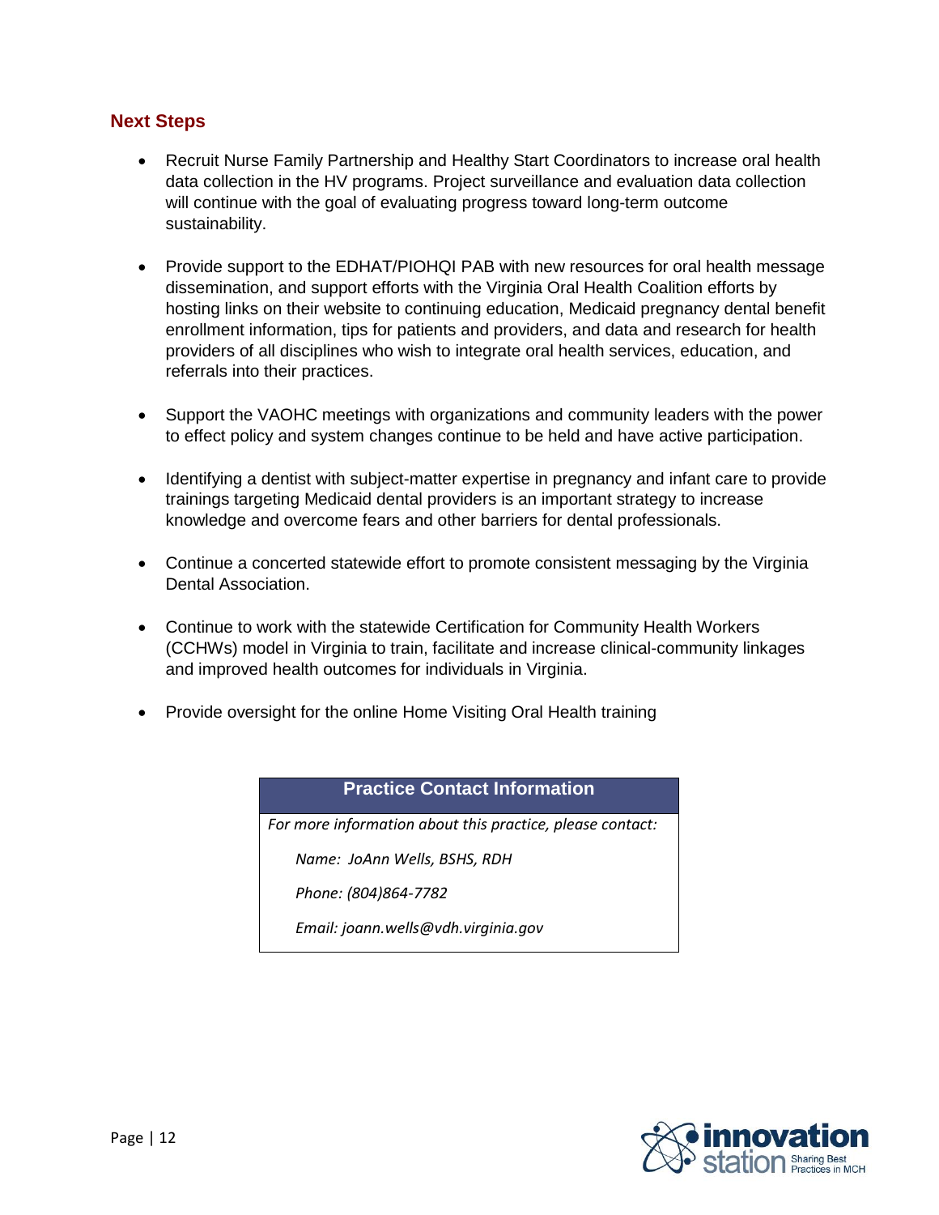## Next Steps

- Recruit Nurse Family Partnership and Healthy Start Coordinators to increase oral health data collection in the HV programs. Project surveillance and evaluation data collection will continue with the goal of evaluating progress toward long-term outcome sustainability.
- Provide support to the EDHAT/PIOHQI PAB with new resources for oral health message dissemination, and support efforts with the Virginia Oral Health Coalition efforts by hosting links on their website to continuing education, Medicaid pregnancy dental benefit enrollment information, tips for patients and providers, and data and research for health providers of all disciplines who wish to integrate oral health services, education, and referrals into their practices.
- Support the VAOHC meetings with organizations and community leaders with the power to effect policy and system changes continue to be held and have active participation.
- Identifying a dentist with subject-matter expertise in pregnancy and infant care to provide trainings targeting Medicaid dental providers is an important strategy to increase knowledge and overcome fears and other barriers for dental professionals.
- Continue a concerted statewide effort to promote consistent messaging by the Virginia Dental Association.
- Continue to work with the statewide Certification for Community Health Workers (CCHWs) model in Virginia to train, facilitate and increase clinical-community linkages and improved health outcomes for individuals in Virginia.
- Provide oversight for the online Home Visiting Oral Health training

| Practice Contact Information |
|---|
| *For more information about this practice, please contact:* |
| *Name: JoAnn Wells, BSHS, RDH* |
| *Phone: (804)864-7782* |
| *Email: joann.wells@vdh.virginia.gov* |